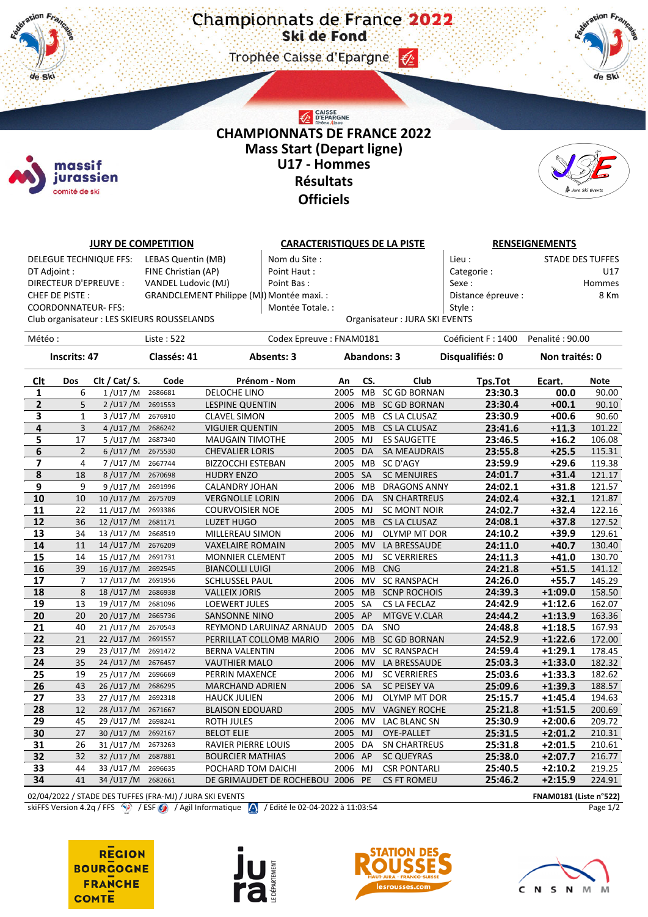# Championnats de France 2022
## Ski de Fond
Trophée Caisse d'Epargne

# CHAMPIONNATS DE FRANCE 2022
## Mass Start (Depart ligne)
## U17 - Hommes
## Résultats
## Officiels

**JURY DE COMPETITION**

DELEGUE TECHNIQUE FFS: LEBAS Quentin (MB)
DT Adjoint : FINE Christian (AP)
DIRECTEUR D'EPREUVE : VANDEL Ludovic (MJ)
CHEF DE PISTE : GRANDCLEMENT Philippe (MJ)
COORDONNATEUR- FFS:
Club organisateur : LES SKIEURS ROUSSELANDS

**CARACTERISTIQUES DE LA PISTE**

Nom du Site :
Point Haut :
Point Bas :
Montée maxi. :
Montée Totale. :
Organisateur : JURA SKI EVENTS

**RENSEIGNEMENTS**

Lieu : STADE DES TUFFES
Categorie : U17
Sexe : Hommes
Distance épreuve : 8 Km
Style :

Météo : Liste : 522 Codex Epreuve : FNAM0181 Coéficient F : 1400 Penalité : 90.00

**Inscrits: 47 Classés: 41 Absents: 3 Abandons: 3 Disqualifiés: 0 Non traités: 0**

| Clt | Dos | Clt / Cat/ S. | Code | Prénom - Nom | An | CS. | Club | Tps.Tot | Ecart. | Note |
|---|---|---|---|---|---|---|---|---|---|---|
| 1 | 6 | 1 /U17 /M | 2686681 | DELOCHE LINO | 2005 | MB | SC GD BORNAN | 23:30.3 | 00.0 | 90.00 |
| 2 | 5 | 2 /U17 /M | 2691553 | LESPINE QUENTIN | 2006 | MB | SC GD BORNAN | 23:30.4 | +00.1 | 90.10 |
| 3 | 1 | 3 /U17 /M | 2676910 | CLAVEL SIMON | 2005 | MB | CS LA CLUSAZ | 23:30.9 | +00.6 | 90.60 |
| 4 | 3 | 4 /U17 /M | 2686242 | VIGUIER QUENTIN | 2005 | MB | CS LA CLUSAZ | 23:41.6 | +11.3 | 101.22 |
| 5 | 17 | 5 /U17 /M | 2687340 | MAUGAIN TIMOTHE | 2005 | MJ | ES SAUGETTE | 23:46.5 | +16.2 | 106.08 |
| 6 | 2 | 6 /U17 /M | 2675530 | CHEVALIER LORIS | 2005 | DA | SA MEAUDRAIS | 23:55.8 | +25.5 | 115.31 |
| 7 | 4 | 7 /U17 /M | 2667744 | BIZZOCCHI ESTEBAN | 2005 | MB | SC D'AGY | 23:59.9 | +29.6 | 119.38 |
| 8 | 18 | 8 /U17 /M | 2670698 | HUDRY ENZO | 2005 | SA | SC MENUIRES | 24:01.7 | +31.4 | 121.17 |
| 9 | 9 | 9 /U17 /M | 2691996 | CALANDRY JOHAN | 2006 | MB | DRAGONS ANNY | 24:02.1 | +31.8 | 121.57 |
| 10 | 10 | 10 /U17 /M | 2675709 | VERGNOLLE LORIN | 2006 | DA | SN CHARTREUS | 24:02.4 | +32.1 | 121.87 |
| 11 | 22 | 11 /U17 /M | 2693386 | COURVOISIER NOE | 2005 | MJ | SC MONT NOIR | 24:02.7 | +32.4 | 122.16 |
| 12 | 36 | 12 /U17 /M | 2681171 | LUZET HUGO | 2005 | MB | CS LA CLUSAZ | 24:08.1 | +37.8 | 127.52 |
| 13 | 34 | 13 /U17 /M | 2668519 | MILLEREAU SIMON | 2006 | MJ | OLYMP MT DOR | 24:10.2 | +39.9 | 129.61 |
| 14 | 11 | 14 /U17 /M | 2676209 | VAXELAIRE ROMAIN | 2005 | MV | LA BRESSAUDE | 24:11.0 | +40.7 | 130.40 |
| 15 | 14 | 15 /U17 /M | 2691731 | MONNIER CLEMENT | 2005 | MJ | SC VERRIERES | 24:11.3 | +41.0 | 130.70 |
| 16 | 39 | 16 /U17 /M | 2692545 | BIANCOLLI LUIGI | 2006 | MB | CNG | 24:21.8 | +51.5 | 141.12 |
| 17 | 7 | 17 /U17 /M | 2691956 | SCHLUSSEL PAUL | 2006 | MV | SC RANSPACH | 24:26.0 | +55.7 | 145.29 |
| 18 | 8 | 18 /U17 /M | 2686938 | VALLEIX JORIS | 2005 | MB | SCNP ROCHOIS | 24:39.3 | +1:09.0 | 158.50 |
| 19 | 13 | 19 /U17 /M | 2681096 | LOEWERT JULES | 2005 | SA | CS LA FECLAZ | 24:42.9 | +1:12.6 | 162.07 |
| 20 | 20 | 20 /U17 /M | 2665736 | SANSONNE NINO | 2005 | AP | MTGVE V.CLAR | 24:44.2 | +1:13.9 | 163.36 |
| 21 | 40 | 21 /U17 /M | 2670543 | REYMOND LARUINAZ ARNAUD | 2005 | DA | SNO | 24:48.8 | +1:18.5 | 167.93 |
| 22 | 21 | 22 /U17 /M | 2691557 | PERRILLAT COLLOMB MARIO | 2006 | MB | SC GD BORNAN | 24:52.9 | +1:22.6 | 172.00 |
| 23 | 29 | 23 /U17 /M | 2691472 | BERNA VALENTIN | 2006 | MV | SC RANSPACH | 24:59.4 | +1:29.1 | 178.45 |
| 24 | 35 | 24 /U17 /M | 2676457 | VAUTHIER MALO | 2006 | MV | LA BRESSAUDE | 25:03.3 | +1:33.0 | 182.32 |
| 25 | 19 | 25 /U17 /M | 2696669 | PERRIN MAXENCE | 2006 | MJ | SC VERRIERES | 25:03.6 | +1:33.3 | 182.62 |
| 26 | 43 | 26 /U17 /M | 2686295 | MARCHAND ADRIEN | 2006 | SA | SC PEISEY VA | 25:09.6 | +1:39.3 | 188.57 |
| 27 | 33 | 27 /U17 /M | 2692318 | HAUCK JULIEN | 2006 | MJ | OLYMP MT DOR | 25:15.7 | +1:45.4 | 194.63 |
| 28 | 12 | 28 /U17 /M | 2671667 | BLAISON EDOUARD | 2005 | MV | VAGNEY ROCHE | 25:21.8 | +1:51.5 | 200.69 |
| 29 | 45 | 29 /U17 /M | 2698241 | ROTH JULES | 2006 | MV | LAC BLANC SN | 25:30.9 | +2:00.6 | 209.72 |
| 30 | 27 | 30 /U17 /M | 2692167 | BELOT ELIE | 2005 | MJ | OYE-PALLET | 25:31.5 | +2:01.2 | 210.31 |
| 31 | 26 | 31 /U17 /M | 2673263 | RAVIER PIERRE LOUIS | 2005 | DA | SN CHARTREUS | 25:31.8 | +2:01.5 | 210.61 |
| 32 | 32 | 32 /U17 /M | 2687881 | BOURCIER MATHIAS | 2006 | AP | SC QUEYRAS | 25:38.0 | +2:07.7 | 216.77 |
| 33 | 44 | 33 /U17 /M | 2696635 | POCHARD TOM DAICHI | 2006 | MJ | CSR PONTARLI | 25:40.5 | +2:10.2 | 219.25 |
| 34 | 41 | 34 /U17 /M | 2682661 | DE GRIMAUDET DE ROCHEBOU | 2006 | PE | CS FT ROMEU | 25:46.2 | +2:15.9 | 224.91 |

02/04/2022 / STADE DES TUFFES (FRA-MJ) / JURA SKI EVENTS — FNAM0181 (Liste n°522)

skiFFS Version 4.2q / FFS / ESF / Agil Informatique / Edité le 02-04-2022 à 11:03:54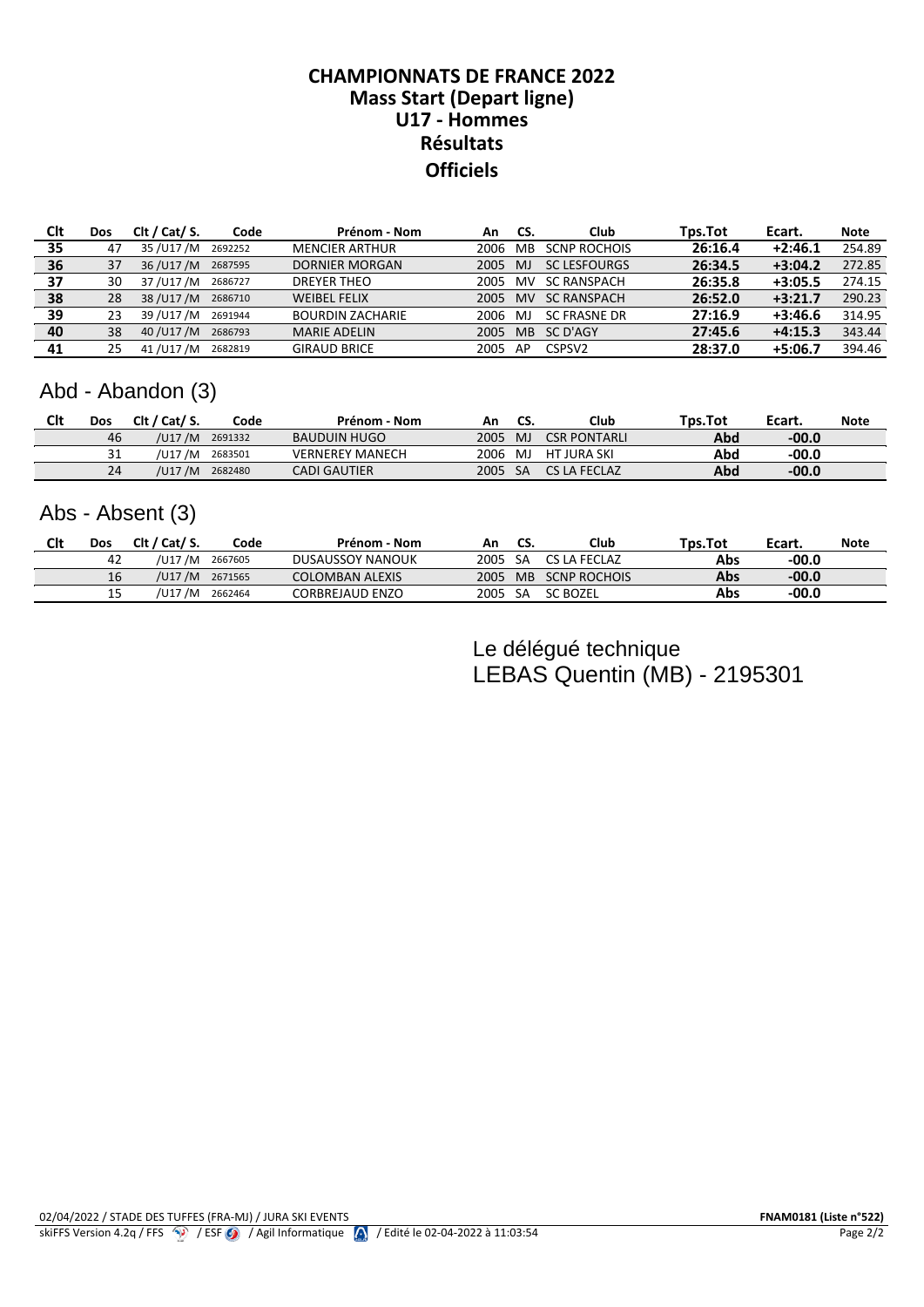# CHAMPIONNATS DE FRANCE 2022
## Mass Start (Depart ligne)
## U17 - Hommes
## Résultats
## Officiels

| Clt | Dos | Clt / Cat/ S. | Code | Prénom - Nom | An | CS. | Club | Tps.Tot | Ecart. | Note |
|---|---|---|---|---|---|---|---|---|---|---|
| **35** | 47 | 35 /U17 /M | 2692252 | MENCIER ARTHUR | 2006 | MB | SCNP ROCHOIS | **26:16.4** | **+2:46.1** | 254.89 |
| **36** | 37 | 36 /U17 /M | 2687595 | DORNIER MORGAN | 2005 | MJ | SC LESFOURGS | **26:34.5** | **+3:04.2** | 272.85 |
| **37** | 30 | 37 /U17 /M | 2686727 | DREYER THEO | 2005 | MV | SC RANSPACH | **26:35.8** | **+3:05.5** | 274.15 |
| **38** | 28 | 38 /U17 /M | 2686710 | WEIBEL FELIX | 2005 | MV | SC RANSPACH | **26:52.0** | **+3:21.7** | 290.23 |
| **39** | 23 | 39 /U17 /M | 2691944 | BOURDIN ZACHARIE | 2006 | MJ | SC FRASNE DR | **27:16.9** | **+3:46.6** | 314.95 |
| **40** | 38 | 40 /U17 /M | 2686793 | MARIE ADELIN | 2005 | MB | SC D'AGY | **27:45.6** | **+4:15.3** | 343.44 |
| **41** | 25 | 41 /U17 /M | 2682819 | GIRAUD BRICE | 2005 | AP | CSPSV2 | **28:37.0** | **+5:06.7** | 394.46 |

## Abd - Abandon (3)

| Clt | Dos | Clt / Cat/ S. | Code | Prénom - Nom | An | CS. | Club | Tps.Tot | Ecart. | Note |
|---|---|---|---|---|---|---|---|---|---|---|
| | 46 | /U17 /M | 2691332 | BAUDUIN HUGO | 2005 | MJ | CSR PONTARLI | **Abd** | **-00.0** | |
| | 31 | /U17 /M | 2683501 | VERNEREY MANECH | 2006 | MJ | HT JURA SKI | **Abd** | **-00.0** | |
| | 24 | /U17 /M | 2682480 | CADI GAUTIER | 2005 | SA | CS LA FECLAZ | **Abd** | **-00.0** | |

## Abs - Absent (3)

| Clt | Dos | Clt / Cat/ S. | Code | Prénom - Nom | An | CS. | Club | Tps.Tot | Ecart. | Note |
|---|---|---|---|---|---|---|---|---|---|---|
| | 42 | /U17 /M | 2667605 | DUSAUSSOY NANOUK | 2005 | SA | CS LA FECLAZ | **Abs** | **-00.0** | |
| | 16 | /U17 /M | 2671565 | COLOMBAN ALEXIS | 2005 | MB | SCNP ROCHOIS | **Abs** | **-00.0** | |
| | 15 | /U17 /M | 2662464 | CORBREJAUD ENZO | 2005 | SA | SC BOZEL | **Abs** | **-00.0** | |

Le délégué technique
LEBAS Quentin (MB) - 2195301

02/04/2022 / STADE DES TUFFES (FRA-MJ) / JURA SKI EVENTS — **FNAM0181 (Liste n°522)**

skiFFS Version 4.2q / FFS / ESF / Agil Informatique / Edité le 02-04-2022 à 11:03:54